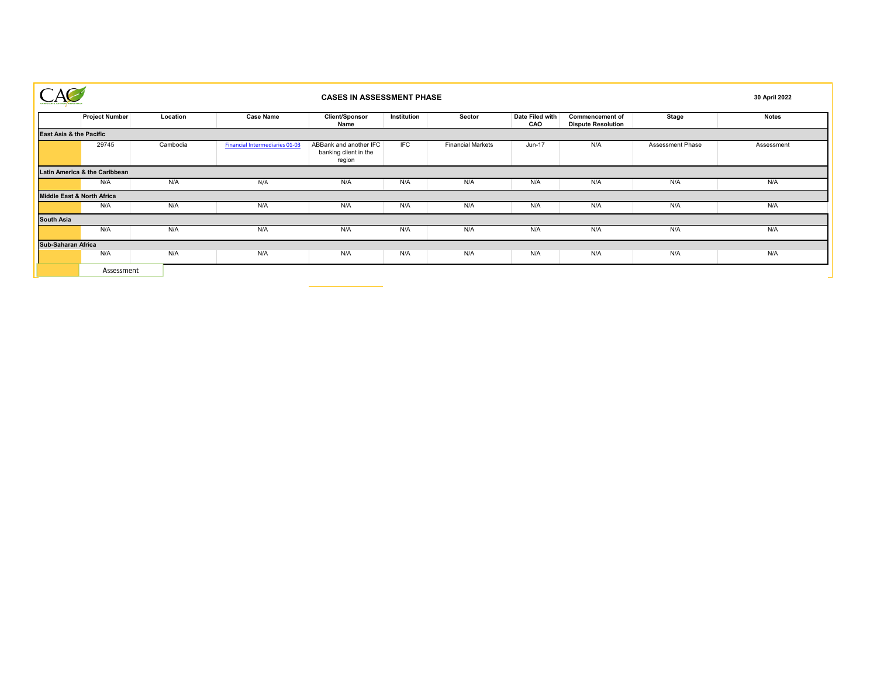# CASES IN ASSESSMENT PHASE

**30 April 2022**

| | Project Number | Location | Case Name | Client/Sponsor Name | Institution | Sector | Date Filed with CAO | Commencement of Dispute Resolution | Stage | Notes |
|---|---|---|---|---|---|---|---|---|---|---|
| **East Asia & the Pacific** | | | | | | | | | | |
| | 29745 | Cambodia | Financial Intermediaries 01-03 | ABBank and another IFC banking client in the region | IFC | Financial Markets | Jun-17 | N/A | Assessment Phase | Assessment |
| **Latin America & the Caribbean** | | | | | | | | | | |
| | N/A | N/A | N/A | N/A | N/A | N/A | N/A | N/A | N/A | N/A |
| **Middle East & North Africa** | | | | | | | | | | |
| | N/A | N/A | N/A | N/A | N/A | N/A | N/A | N/A | N/A | N/A |
| **South Asia** | | | | | | | | | | |
| | N/A | N/A | N/A | N/A | N/A | N/A | N/A | N/A | N/A | N/A |
| **Sub-Saharan Africa** | | | | | | | | | | |
| | N/A | N/A | N/A | N/A | N/A | N/A | N/A | N/A | N/A | N/A |

Assessment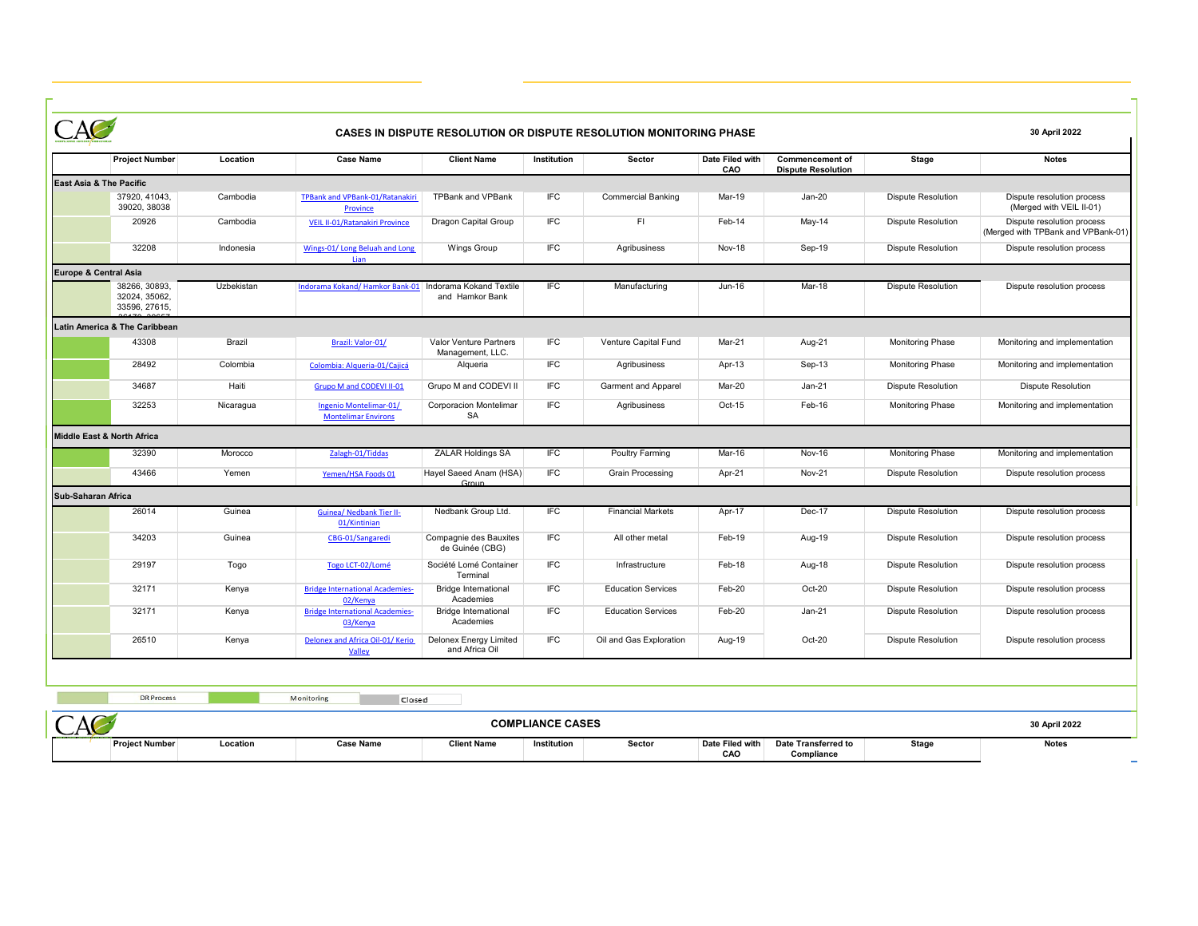## CASES IN DISPUTE RESOLUTION OR DISPUTE RESOLUTION MONITORING PHASE

30 April 2022

| | Project Number | Location | Case Name | Client Name | Institution | Sector | Date Filed with CAO | Commencement of Dispute Resolution | Stage | Notes |
|---|---|---|---|---|---|---|---|---|---|---|
| **East Asia & The Pacific** | | | | | | | | | | |
| | 37920, 41043, 39020, 38038 | Cambodia | TPBank and VPBank-01/Ratanakiri Province | TPBank and VPBank | IFC | Commercial Banking | Mar-19 | Jan-20 | Dispute Resolution | Dispute resolution process (Merged with VEIL II-01) |
| | 20926 | Cambodia | VEIL II-01/Ratanakiri Province | Dragon Capital Group | IFC | FI | Feb-14 | May-14 | Dispute Resolution | Dispute resolution process (Merged with TPBank and VPBank-01) |
| | 32208 | Indonesia | Wings-01/ Long Beluah and Long Lian | Wings Group | IFC | Agribusiness | Nov-18 | Sep-19 | Dispute Resolution | Dispute resolution process |
| **Europe & Central Asia** | | | | | | | | | | |
| | 38266, 30893, 32024, 35062, 33596, 27615, ... | Uzbekistan | Indorama Kokand/ Hamkor Bank-01 | Indorama Kokand Textile and Hamkor Bank | IFC | Manufacturing | Jun-16 | Mar-18 | Dispute Resolution | Dispute resolution process |
| **Latin America & The Caribbean** | | | | | | | | | | |
| | 43308 | Brazil | Brazil: Valor-01/ | Valor Venture Partners Management, LLC. | IFC | Venture Capital Fund | Mar-21 | Aug-21 | Monitoring Phase | Monitoring and implementation |
| | 28492 | Colombia | Colombia: Alqueria-01/Cajicá | Alqueria | IFC | Agribusiness | Apr-13 | Sep-13 | Monitoring Phase | Monitoring and implementation |
| | 34687 | Haiti | Grupo M and CODEVI II-01 | Grupo M and CODEVI II | IFC | Garment and Apparel | Mar-20 | Jan-21 | Dispute Resolution | Dispute Resolution |
| | 32253 | Nicaragua | Ingenio Montelimar-01/ Montelimar Environs | Corporacion Montelimar SA | IFC | Agribusiness | Oct-15 | Feb-16 | Monitoring Phase | Monitoring and implementation |
| **Middle East & North Africa** | | | | | | | | | | |
| | 32390 | Morocco | Zalagh-01/Tiddas | ZALAR Holdings SA | IFC | Poultry Farming | Mar-16 | Nov-16 | Monitoring Phase | Monitoring and implementation |
| | 43466 | Yemen | Yemen/HSA Foods 01 | Hayel Saeed Anam (HSA) Group | IFC | Grain Processing | Apr-21 | Nov-21 | Dispute Resolution | Dispute resolution process |
| **Sub-Saharan Africa** | | | | | | | | | | |
| | 26014 | Guinea | Guinea/ Nedbank Tier II-01/Kintinian | Nedbank Group Ltd. | IFC | Financial Markets | Apr-17 | Dec-17 | Dispute Resolution | Dispute resolution process |
| | 34203 | Guinea | CBG-01/Sangaredi | Compagnie des Bauxites de Guinée (CBG) | IFC | All other metal | Feb-19 | Aug-19 | Dispute Resolution | Dispute resolution process |
| | 29197 | Togo | Togo LCT-02/Lomé | Société Lomé Container Terminal | IFC | Infrastructure | Feb-18 | Aug-18 | Dispute Resolution | Dispute resolution process |
| | 32171 | Kenya | Bridge International Academies-02/Kenya | Bridge International Academies | IFC | Education Services | Feb-20 | Oct-20 | Dispute Resolution | Dispute resolution process |
| | 32171 | Kenya | Bridge International Academies-03/Kenya | Bridge International Academies | IFC | Education Services | Feb-20 | Jan-21 | Dispute Resolution | Dispute resolution process |
| | 26510 | Kenya | Delonex and Africa Oil-01/ Kerio Valley | Delonex Energy Limited and Africa Oil | IFC | Oil and Gas Exploration | Aug-19 | Oct-20 | Dispute Resolution | Dispute resolution process |

DR Process | Monitoring | Closed

## COMPLIANCE CASES

30 April 2022

| | Project Number | Location | Case Name | Client Name | Institution | Sector | Date Filed with CAO | Date Transferred to Compliance | Stage | Notes |
|---|---|---|---|---|---|---|---|---|---|---|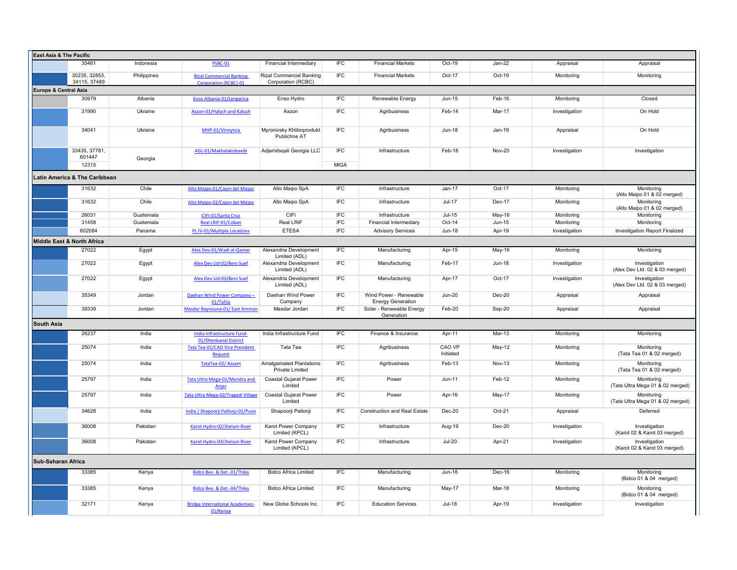| | | | | | | | | | | |
|---|---|---|---|---|---|---|---|---|---|---|
| **East Asia & The Pacific** | | | | | | | | | | |
| | 35461 | Indonesia | PSBC-01 | Financial Intermediary | IFC | Financial Markets | Oct-19 | Jan-22 | Appraisal | Appraisal |
| | 30235, 32853, 34115, 37489 | Philippines | Rizal Commercial Banking Corporation (RCBC)-01 | Rizal Commercial Banking Corporation (RCBC) | IFC | Financial Markets | Oct-17 | Oct-19 | Monitoring | Monitoring |
| **Europe & Central Asia** | | | | | | | | | | |
| | 30979 | Albania | Enso Albania-01/Lengarica | Enso Hydro | IFC | Renewable Energy | Jun-15 | Feb-16 | Monitoring | Closed |
| | 31990 | Ukraine | Axzon-01/Halych and Kalush | Axzon | IFC | Agribusiness | Feb-14 | Mar-17 | Investigation | On Hold |
| | 34041 | Ukraine | MHP-01/Vinnytsia | Myronivsky Khliboprodukt Publichne AT | IFC | Agribusiness | Jun-18 | Jan-19 | Appraisal | On Hold |
| | 33435, 37781, 601447 12315 | Georgia | AGL-01/Makhalakidzeebi | Adjaristsqali Georgia LLC | IFC MIGA | Infrastructure | Feb-18 | Nov-20 | Investigation | Investigation |
| **Latin America & The Caribbean** | | | | | | | | | | |
| | 31632 | Chile | Alto Maipo-01/Cajon del Maipo | Alto Maipo SpA | IFC | Infrastructure | Jan-17 | Oct-17 | Monitoring | Monitoring (Alto Maipo 01 & 02 merged) |
| | 31632 | Chile | Alto Maipo-02/Cajon del Maipo | Alto Maipo SpA | IFC | Infrastructure | Jul-17 | Dec-17 | Monitoring | Monitoring (Alto Maipo 01 & 02 merged) |
| | 26031 | Guatemala | CIFI-01/Santa Cruz | CIFI | IFC | Infrastructure | Jul-15 | May-16 | Monitoring | Monitoring |
| | 31458 | Guatemala | Real LRIF-01/Coban | Real LRIF | IFC | Financial Intermediary | Oct-14 | Jun-15 | Monitoring | Monitoring |
| | 602084 | Panama | PL IV-01/Multiple Locations | ETESA | IFC | Advisory Services | Jun-18 | Apr-19 | Investigation | Investigation Report Finalized |
| **Middle East & North Africa** | | | | | | | | | | |
| | 27022 | Egypt | Alex Dev-01/Wadi al-Qamar | Alexandria Development Limited (ADL) | IFC | Manufacturing | Apr-15 | May-16 | Monitoring | Monitoring |
| | 27022 | Egypt | Alex Dev Ltd-02/Beni Suef | Alexandria Development Limited (ADL) | IFC | Manufacturing | Feb-17 | Jun-18 | Investigation | Investigation (Alex Dev Ltd. 02 & 03 merged) |
| | 27022 | Egypt | Alex Dev Ltd-03/Beni Suef | Alexandria Development Limited (ADL) | IFC | Manufacturing | Apr-17 | Oct-17 | Investigation | Investigation (Alex Dev Ltd. 02 & 03 merged) |
| | 35349 | Jordan | Daehan Wind Power Company – 01/Tafila | Daehan Wind Power Company | IFC | Wind Power - Renewable Energy Generation | Jun-20 | Dec-20 | Appraisal | Appraisal |
| | 39339 | Jordan | Masdar Baynouna-01/ East Amman | Masdar Jordan | IFC | Solar - Renewable Energy Generation | Feb-20 | Sep-20 | Appraisal | Appraisal |
| **South Asia** | | | | | | | | | | |
| | 26237 | India | India Infrastructure Fund-01/Dhenkanal District | India Infrastructure Fund | IFC | Finance & Insurance | Apr-11 | Mar-13 | Monitoring | Monitoring |
| | 25074 | India | Tata Tea-01/CAO Vice President Request | Tata Tea | IFC | Agribusiness | CAO VP Initiated | May-12 | Monitoring | Monitoring (Tata Tea 01 & 02 merged) |
| | 25074 | India | TataTea-02/ Assam | Amalgamated Plantations Private Limited | IFC | Agribusiness | Feb-13 | Nov-13 | Monitoring | Monitoring (Tata Tea 01 & 02 merged) |
| | 25797 | India | Tata Ultra Mega-01/Mundra and Anjar | Coastal Gujarat Power Limited | IFC | Power | Jun-11 | Feb-12 | Monitoring | Monitoring (Tata Ultra Mega 01 & 02 merged) |
| | 25797 | India | Tata Ultra Mega-02/Tragadi Village | Coastal Gujarat Power Limited | IFC | Power | Apr-16 | May-17 | Monitoring | Monitoring (Tata Ultra Mega 01 & 02 merged) |
| | 34628 | India | India / Shapoorji Pallonji-01/Pune | Shapoorji Pallonji | IFC | Construction and Real Estate | Dec-20 | Oct-21 | Appraisal | Deferred |
| | 36008 | Pakistan | Karot Hydro-02/Jhelum River | Karot Power Company Limited (KPCL) | IFC | Infrastructure | Aug-19 | Dec-20 | Investigation | Investigation (Karot 02 & Karot 03 merged) |
| | 36008 | Pakistan | Karot Hydro-03/Jhelum River | Karot Power Company Limited (KPCL) | IFC | Infrastructure | Jul-20 | Apr-21 | Investigation | Investigation (Karot 02 & Karot 03 merged) |
| **Sub-Saharan Africa** | | | | | | | | | | |
| | 33385 | Kenya | Bidco Bev. & Det.-01/Thika | Bidco Africa Limited | IFC | Manufacturing | Jun-16 | Dec-16 | Monitoring | Monitoring (Bidco 01 & 04 merged) |
| | 33385 | Kenya | Bidco Bev. & Det.-04/Thika | Bidco Africa Limited | IFC | Manufacturing | May-17 | Mar-18 | Monitoring | Monitoring (Bidco 01 & 04 merged) |
| | 32171 | Kenya | Bridge International Academies-01/Kenya | New Globe Schools Inc. | IFC | Education Services | Jul-18 | Apr-19 | Investigation | Investigation |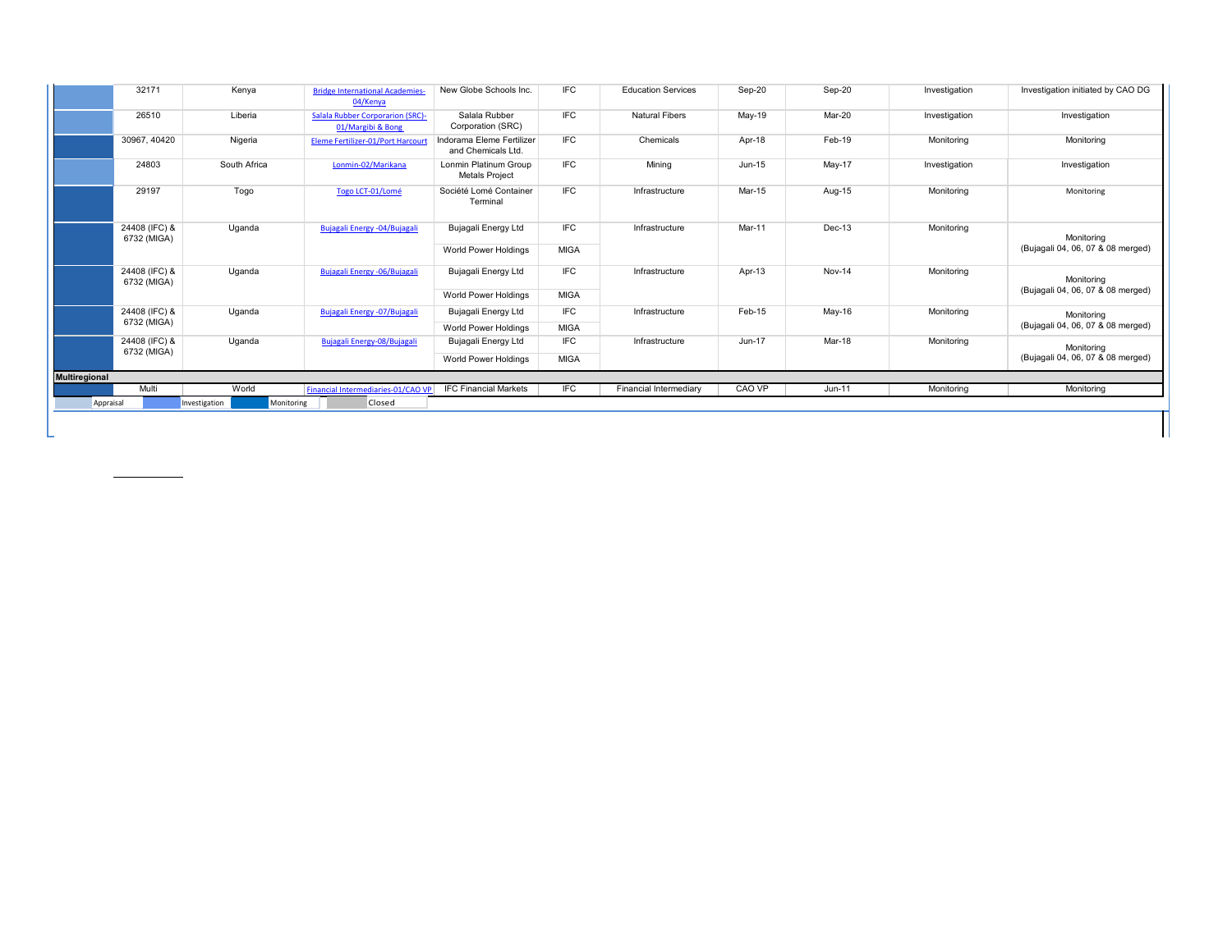| | | | | | | | | | | |
|---|---|---|---|---|---|---|---|---|---|---|
| | 32171 | Kenya | Bridge International Academies-04/Kenya | New Globe Schools Inc. | IFC | Education Services | Sep-20 | Sep-20 | Investigation | Investigation initiated by CAO DG |
| | 26510 | Liberia | Salala Rubber Corporarion (SRC)-01/Margibi & Bong | Salala Rubber Corporation (SRC) | IFC | Natural Fibers | May-19 | Mar-20 | Investigation | Investigation |
| | 30967, 40420 | Nigeria | Eleme Fertilizer-01/Port Harcourt | Indorama Eleme Fertilizer and Chemicals Ltd. | IFC | Chemicals | Apr-18 | Feb-19 | Monitoring | Monitoring |
| | 24803 | South Africa | Lonmin-02/Marikana | Lonmin Platinum Group Metals Project | IFC | Mining | Jun-15 | May-17 | Investigation | Investigation |
| | 29197 | Togo | Togo LCT-01/Lomé | Société Lomé Container Terminal | IFC | Infrastructure | Mar-15 | Aug-15 | Monitoring | Monitoring |
| | 24408 (IFC) & 6732 (MIGA) | Uganda | Bujagali Energy -04/Bujagali | Bujagali Energy Ltd | IFC | Infrastructure | Mar-11 | Dec-13 | Monitoring | Monitoring (Bujagali 04, 06, 07 & 08 merged) |
| | | | | World Power Holdings | MIGA | | | | | |
| | 24408 (IFC) & 6732 (MIGA) | Uganda | Bujagali Energy -06/Bujagali | Bujagali Energy Ltd | IFC | Infrastructure | Apr-13 | Nov-14 | Monitoring | Monitoring (Bujagali 04, 06, 07 & 08 merged) |
| | | | | World Power Holdings | MIGA | | | | | |
| | 24408 (IFC) & 6732 (MIGA) | Uganda | Bujagali Energy -07/Bujagali | Bujagali Energy Ltd | IFC | Infrastructure | Feb-15 | May-16 | Monitoring | Monitoring (Bujagali 04, 06, 07 & 08 merged) |
| | | | | World Power Holdings | MIGA | | | | | |
| | 24408 (IFC) & 6732 (MIGA) | Uganda | Bujagali Energy-08/Bujagali | Bujagali Energy Ltd | IFC | Infrastructure | Jun-17 | Mar-18 | Monitoring | Monitoring (Bujagali 04, 06, 07 & 08 merged) |
| | | | | World Power Holdings | MIGA | | | | | |
| **Multiregional** | | | | | | | | | | |
| | Multi | World | Financial Intermediaries-01/CAO VP | IFC Financial Markets | IFC | Financial Intermediary | CAO VP | Jun-11 | Monitoring | Monitoring |

Appraisal | Investigation | Monitoring | Closed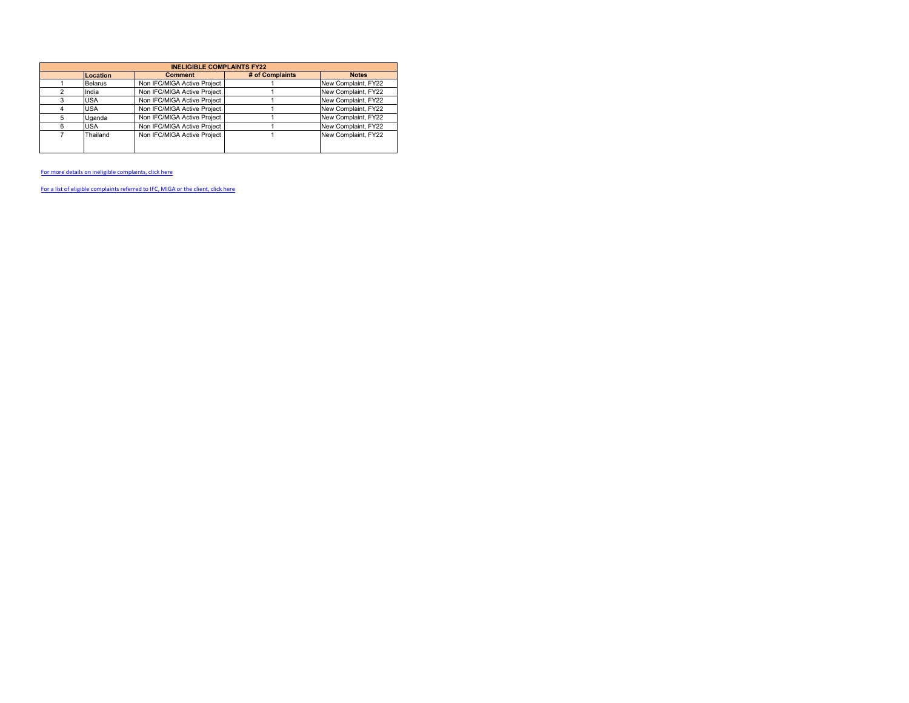| INELIGIBLE COMPLAINTS FY22 | | | | |
|---|---|---|---|---|
| | Location | Comment | # of Complaints | Notes |
| 1 | Belarus | Non IFC/MIGA Active Project | 1 | New Complaint, FY22 |
| 2 | India | Non IFC/MIGA Active Project | 1 | New Complaint, FY22 |
| 3 | USA | Non IFC/MIGA Active Project | 1 | New Complaint, FY22 |
| 4 | USA | Non IFC/MIGA Active Project | 1 | New Complaint, FY22 |
| 5 | Uganda | Non IFC/MIGA Active Project | 1 | New Complaint, FY22 |
| 6 | USA | Non IFC/MIGA Active Project | 1 | New Complaint, FY22 |
| 7 | Thailand | Non IFC/MIGA Active Project | 1 | New Complaint, FY22 |

For more details on ineligible complaints, click here

For a list of eligible complaints referred to IFC, MIGA or the client, click here